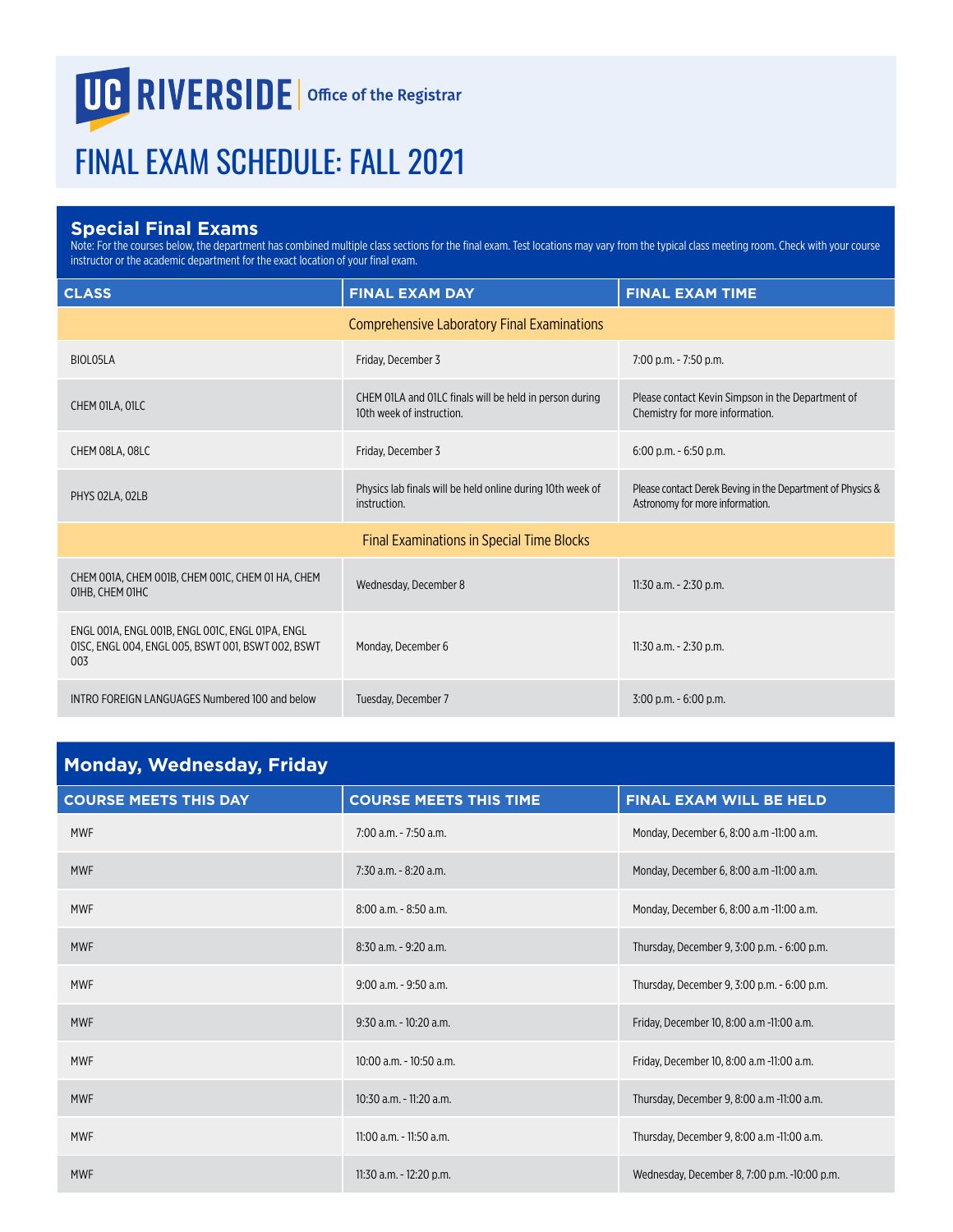UC RIVERSIDE | Office of the Registrar

# FINAL EXAM SCHEDULE: FALL 2021

## Special Final Exams

Note: For the courses below, the department has combined multiple class sections for the final exam. Test locations may vary from the typical class meeting room. Check with your course instructor or the academic department for the exact location of your final exam.

| CLASS | FINAL EXAM DAY | FINAL EXAM TIME |
|---|---|---|
| **Comprehensive Laboratory Final Examinations** | | |
| BIOL05LA | Friday, December 3 | 7:00 p.m. - 7:50 p.m. |
| CHEM 01LA, 01LC | CHEM 01LA and 01LC finals will be held in person during 10th week of instruction. | Please contact Kevin Simpson in the Department of Chemistry for more information. |
| CHEM 08LA, 08LC | Friday, December 3 | 6:00 p.m. - 6:50 p.m. |
| PHYS 02LA, 02LB | Physics lab finals will be held online during 10th week of instruction. | Please contact Derek Beving in the Department of Physics & Astronomy for more information. |
| **Final Examinations in Special Time Blocks** | | |
| CHEM 001A, CHEM 001B, CHEM 001C, CHEM 01 HA, CHEM 01HB, CHEM 01HC | Wednesday, December 8 | 11:30 a.m. - 2:30 p.m. |
| ENGL 001A, ENGL 001B, ENGL 001C, ENGL 01PA, ENGL 01SC, ENGL 004, ENGL 005, BSWT 001, BSWT 002, BSWT 003 | Monday, December 6 | 11:30 a.m. - 2:30 p.m. |
| INTRO FOREIGN LANGUAGES Numbered 100 and below | Tuesday, December 7 | 3:00 p.m. - 6:00 p.m. |

## Monday, Wednesday, Friday

| COURSE MEETS THIS DAY | COURSE MEETS THIS TIME | FINAL EXAM WILL BE HELD |
|---|---|---|
| MWF | 7:00 a.m. - 7:50 a.m. | Monday, December 6, 8:00 a.m -11:00 a.m. |
| MWF | 7:30 a.m. - 8:20 a.m. | Monday, December 6, 8:00 a.m -11:00 a.m. |
| MWF | 8:00 a.m. - 8:50 a.m. | Monday, December 6, 8:00 a.m -11:00 a.m. |
| MWF | 8:30 a.m. - 9:20 a.m. | Thursday, December 9, 3:00 p.m. - 6:00 p.m. |
| MWF | 9:00 a.m. - 9:50 a.m. | Thursday, December 9, 3:00 p.m. - 6:00 p.m. |
| MWF | 9:30 a.m. - 10:20 a.m. | Friday, December 10, 8:00 a.m -11:00 a.m. |
| MWF | 10:00 a.m. - 10:50 a.m. | Friday, December 10, 8:00 a.m -11:00 a.m. |
| MWF | 10:30 a.m. - 11:20 a.m. | Thursday, December 9, 8:00 a.m -11:00 a.m. |
| MWF | 11:00 a.m. - 11:50 a.m. | Thursday, December 9, 8:00 a.m -11:00 a.m. |
| MWF | 11:30 a.m. - 12:20 p.m. | Wednesday, December 8, 7:00 p.m. -10:00 p.m. |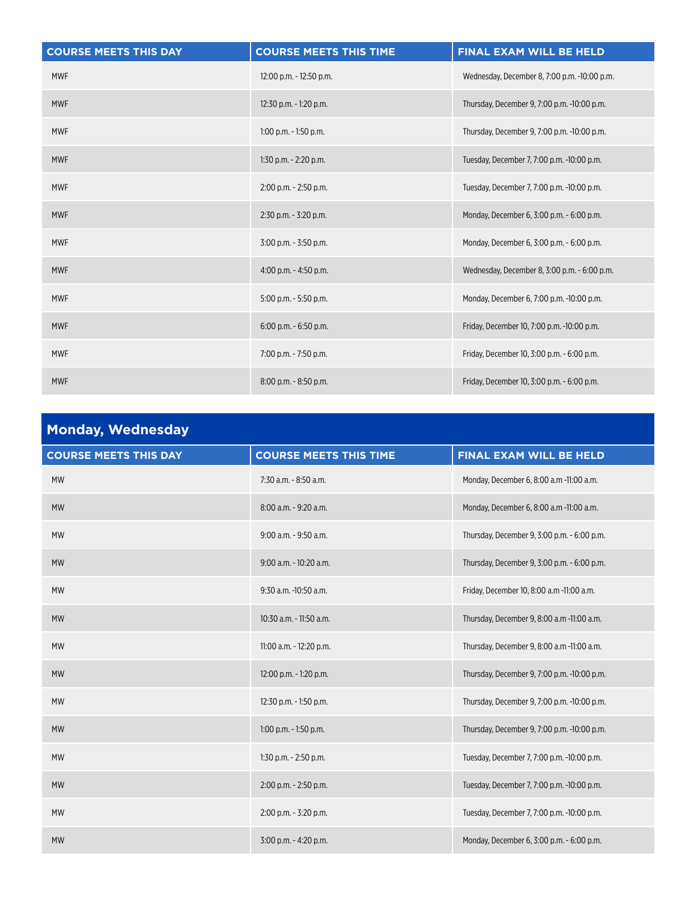| COURSE MEETS THIS DAY | COURSE MEETS THIS TIME | FINAL EXAM WILL BE HELD |
|---|---|---|
| MWF | 12:00 p.m. - 12:50 p.m. | Wednesday, December 8, 7:00 p.m. -10:00 p.m. |
| MWF | 12:30 p.m. - 1:20 p.m. | Thursday, December 9, 7:00 p.m. -10:00 p.m. |
| MWF | 1:00 p.m. - 1:50 p.m. | Thursday, December 9, 7:00 p.m. -10:00 p.m. |
| MWF | 1:30 p.m. - 2:20 p.m. | Tuesday, December 7, 7:00 p.m. -10:00 p.m. |
| MWF | 2:00 p.m. - 2:50 p.m. | Tuesday, December 7, 7:00 p.m. -10:00 p.m. |
| MWF | 2:30 p.m. - 3:20 p.m. | Monday, December 6, 3:00 p.m. - 6:00 p.m. |
| MWF | 3:00 p.m. - 3:50 p.m. | Monday, December 6, 3:00 p.m. - 6:00 p.m. |
| MWF | 4:00 p.m. - 4:50 p.m. | Wednesday, December 8, 3:00 p.m. - 6:00 p.m. |
| MWF | 5:00 p.m. - 5:50 p.m. | Monday, December 6, 7:00 p.m. -10:00 p.m. |
| MWF | 6:00 p.m. - 6:50 p.m. | Friday, December 10, 7:00 p.m. -10:00 p.m. |
| MWF | 7:00 p.m. - 7:50 p.m. | Friday, December 10, 3:00 p.m. - 6:00 p.m. |
| MWF | 8:00 p.m. - 8:50 p.m. | Friday, December 10, 3:00 p.m. - 6:00 p.m. |

## Monday, Wednesday

| COURSE MEETS THIS DAY | COURSE MEETS THIS TIME | FINAL EXAM WILL BE HELD |
|---|---|---|
| MW | 7:30 a.m. - 8:50 a.m. | Monday, December 6, 8:00 a.m -11:00 a.m. |
| MW | 8:00 a.m. - 9:20 a.m. | Monday, December 6, 8:00 a.m -11:00 a.m. |
| MW | 9:00 a.m. - 9:50 a.m. | Thursday, December 9, 3:00 p.m. - 6:00 p.m. |
| MW | 9:00 a.m. - 10:20 a.m. | Thursday, December 9, 3:00 p.m. - 6:00 p.m. |
| MW | 9:30 a.m. -10:50 a.m. | Friday, December 10, 8:00 a.m -11:00 a.m. |
| MW | 10:30 a.m. - 11:50 a.m. | Thursday, December 9, 8:00 a.m -11:00 a.m. |
| MW | 11:00 a.m. - 12:20 p.m. | Thursday, December 9, 8:00 a.m -11:00 a.m. |
| MW | 12:00 p.m. - 1:20 p.m. | Thursday, December 9, 7:00 p.m. -10:00 p.m. |
| MW | 12:30 p.m. - 1:50 p.m. | Thursday, December 9, 7:00 p.m. -10:00 p.m. |
| MW | 1:00 p.m. - 1:50 p.m. | Thursday, December 9, 7:00 p.m. -10:00 p.m. |
| MW | 1:30 p.m. - 2:50 p.m. | Tuesday, December 7, 7:00 p.m. -10:00 p.m. |
| MW | 2:00 p.m. - 2:50 p.m. | Tuesday, December 7, 7:00 p.m. -10:00 p.m. |
| MW | 2:00 p.m. - 3:20 p.m. | Tuesday, December 7, 7:00 p.m. -10:00 p.m. |
| MW | 3:00 p.m. - 4:20 p.m. | Monday, December 6, 3:00 p.m. - 6:00 p.m. |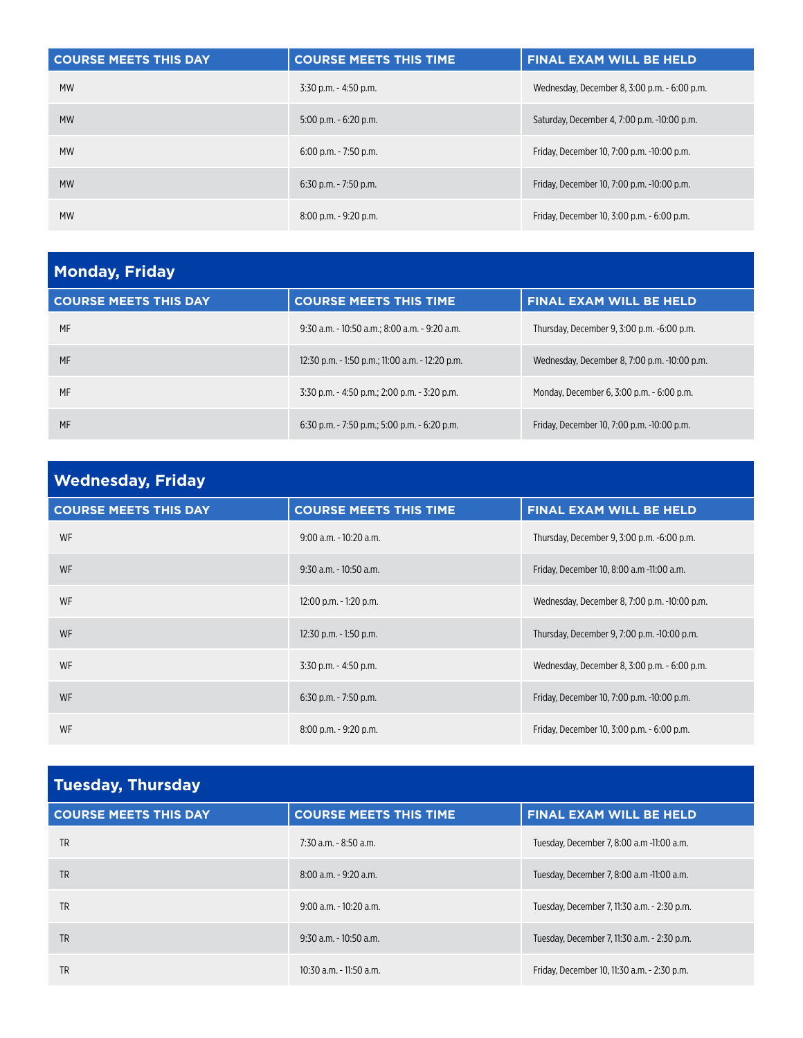| COURSE MEETS THIS DAY | COURSE MEETS THIS TIME | FINAL EXAM WILL BE HELD |
| --- | --- | --- |
| MW | 3:30 p.m. - 4:50 p.m. | Wednesday, December 8, 3:00 p.m. - 6:00 p.m. |
| MW | 5:00 p.m. - 6:20 p.m. | Saturday, December 4, 7:00 p.m. -10:00 p.m. |
| MW | 6:00 p.m. - 7:50 p.m. | Friday, December 10, 7:00 p.m. -10:00 p.m. |
| MW | 6:30 p.m. - 7:50 p.m. | Friday, December 10, 7:00 p.m. -10:00 p.m. |
| MW | 8:00 p.m. - 9:20 p.m. | Friday, December 10, 3:00 p.m. - 6:00 p.m. |

## Monday, Friday

| COURSE MEETS THIS DAY | COURSE MEETS THIS TIME | FINAL EXAM WILL BE HELD |
| --- | --- | --- |
| MF | 9:30 a.m. - 10:50 a.m.; 8:00 a.m. - 9:20 a.m. | Thursday, December 9, 3:00 p.m. -6:00 p.m. |
| MF | 12:30 p.m. - 1:50 p.m.; 11:00 a.m. - 12:20 p.m. | Wednesday, December 8, 7:00 p.m. -10:00 p.m. |
| MF | 3:30 p.m. - 4:50 p.m.; 2:00 p.m. - 3:20 p.m. | Monday, December 6, 3:00 p.m. - 6:00 p.m. |
| MF | 6:30 p.m. - 7:50 p.m.; 5:00 p.m. - 6:20 p.m. | Friday, December 10, 7:00 p.m. -10:00 p.m. |

## Wednesday, Friday

| COURSE MEETS THIS DAY | COURSE MEETS THIS TIME | FINAL EXAM WILL BE HELD |
| --- | --- | --- |
| WF | 9:00 a.m. - 10:20 a.m. | Thursday, December 9, 3:00 p.m. -6:00 p.m. |
| WF | 9:30 a.m. - 10:50 a.m. | Friday, December 10, 8:00 a.m -11:00 a.m. |
| WF | 12:00 p.m. - 1:20 p.m. | Wednesday, December 8, 7:00 p.m. -10:00 p.m. |
| WF | 12:30 p.m. - 1:50 p.m. | Thursday, December 9, 7:00 p.m. -10:00 p.m. |
| WF | 3:30 p.m. - 4:50 p.m. | Wednesday, December 8, 3:00 p.m. - 6:00 p.m. |
| WF | 6:30 p.m. - 7:50 p.m. | Friday, December 10, 7:00 p.m. -10:00 p.m. |
| WF | 8:00 p.m. - 9:20 p.m. | Friday, December 10, 3:00 p.m. - 6:00 p.m. |

## Tuesday, Thursday

| COURSE MEETS THIS DAY | COURSE MEETS THIS TIME | FINAL EXAM WILL BE HELD |
| --- | --- | --- |
| TR | 7:30 a.m. - 8:50 a.m. | Tuesday, December 7, 8:00 a.m -11:00 a.m. |
| TR | 8:00 a.m. - 9:20 a.m. | Tuesday, December 7, 8:00 a.m -11:00 a.m. |
| TR | 9:00 a.m. - 10:20 a.m. | Tuesday, December 7, 11:30 a.m. - 2:30 p.m. |
| TR | 9:30 a.m. - 10:50 a.m. | Tuesday, December 7, 11:30 a.m. - 2:30 p.m. |
| TR | 10:30 a.m. - 11:50 a.m. | Friday, December 10, 11:30 a.m. - 2:30 p.m. |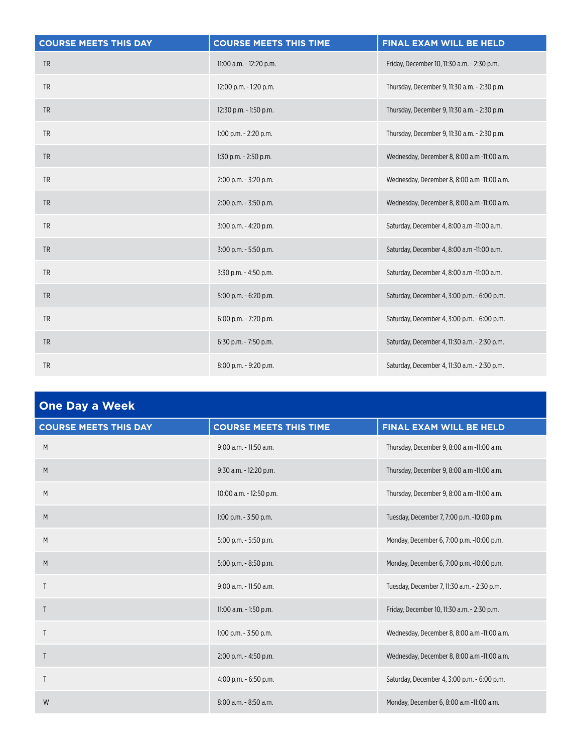| COURSE MEETS THIS DAY | COURSE MEETS THIS TIME | FINAL EXAM WILL BE HELD |
|---|---|---|
| TR | 11:00 a.m. - 12:20 p.m. | Friday, December 10, 11:30 a.m. - 2:30 p.m. |
| TR | 12:00 p.m. - 1:20 p.m. | Thursday, December 9, 11:30 a.m. - 2:30 p.m. |
| TR | 12:30 p.m. - 1:50 p.m. | Thursday, December 9, 11:30 a.m. - 2:30 p.m. |
| TR | 1:00 p.m. - 2:20 p.m. | Thursday, December 9, 11:30 a.m. - 2:30 p.m. |
| TR | 1:30 p.m. - 2:50 p.m. | Wednesday, December 8, 8:00 a.m -11:00 a.m. |
| TR | 2:00 p.m. - 3:20 p.m. | Wednesday, December 8, 8:00 a.m -11:00 a.m. |
| TR | 2:00 p.m. - 3:50 p.m. | Wednesday, December 8, 8:00 a.m -11:00 a.m. |
| TR | 3:00 p.m. - 4:20 p.m. | Saturday, December 4, 8:00 a.m -11:00 a.m. |
| TR | 3:00 p.m. - 5:50 p.m. | Saturday, December 4, 8:00 a.m -11:00 a.m. |
| TR | 3:30 p.m. - 4:50 p.m. | Saturday, December 4, 8:00 a.m -11:00 a.m. |
| TR | 5:00 p.m. - 6:20 p.m. | Saturday, December 4, 3:00 p.m. - 6:00 p.m. |
| TR | 6:00 p.m. - 7:20 p.m. | Saturday, December 4, 3:00 p.m. - 6:00 p.m. |
| TR | 6:30 p.m. - 7:50 p.m. | Saturday, December 4, 11:30 a.m. - 2:30 p.m. |
| TR | 8:00 p.m. - 9:20 p.m. | Saturday, December 4, 11:30 a.m. - 2:30 p.m. |

## One Day a Week

| COURSE MEETS THIS DAY | COURSE MEETS THIS TIME | FINAL EXAM WILL BE HELD |
|---|---|---|
| M | 9:00 a.m. - 11:50 a.m. | Thursday, December 9, 8:00 a.m -11:00 a.m. |
| M | 9:30 a.m. - 12:20 p.m. | Thursday, December 9, 8:00 a.m -11:00 a.m. |
| M | 10:00 a.m. - 12:50 p.m. | Thursday, December 9, 8:00 a.m -11:00 a.m. |
| M | 1:00 p.m. - 3:50 p.m. | Tuesday, December 7, 7:00 p.m. -10:00 p.m. |
| M | 5:00 p.m. - 5:50 p.m. | Monday, December 6, 7:00 p.m. -10:00 p.m. |
| M | 5:00 p.m. - 8:50 p.m. | Monday, December 6, 7:00 p.m. -10:00 p.m. |
| T | 9:00 a.m. - 11:50 a.m. | Tuesday, December 7, 11:30 a.m. - 2:30 p.m. |
| T | 11:00 a.m. - 1:50 p.m. | Friday, December 10, 11:30 a.m. - 2:30 p.m. |
| T | 1:00 p.m. - 3:50 p.m. | Wednesday, December 8, 8:00 a.m -11:00 a.m. |
| T | 2:00 p.m. - 4:50 p.m. | Wednesday, December 8, 8:00 a.m -11:00 a.m. |
| T | 4:00 p.m. - 6:50 p.m. | Saturday, December 4, 3:00 p.m. - 6:00 p.m. |
| W | 8:00 a.m. - 8:50 a.m. | Monday, December 6, 8:00 a.m -11:00 a.m. |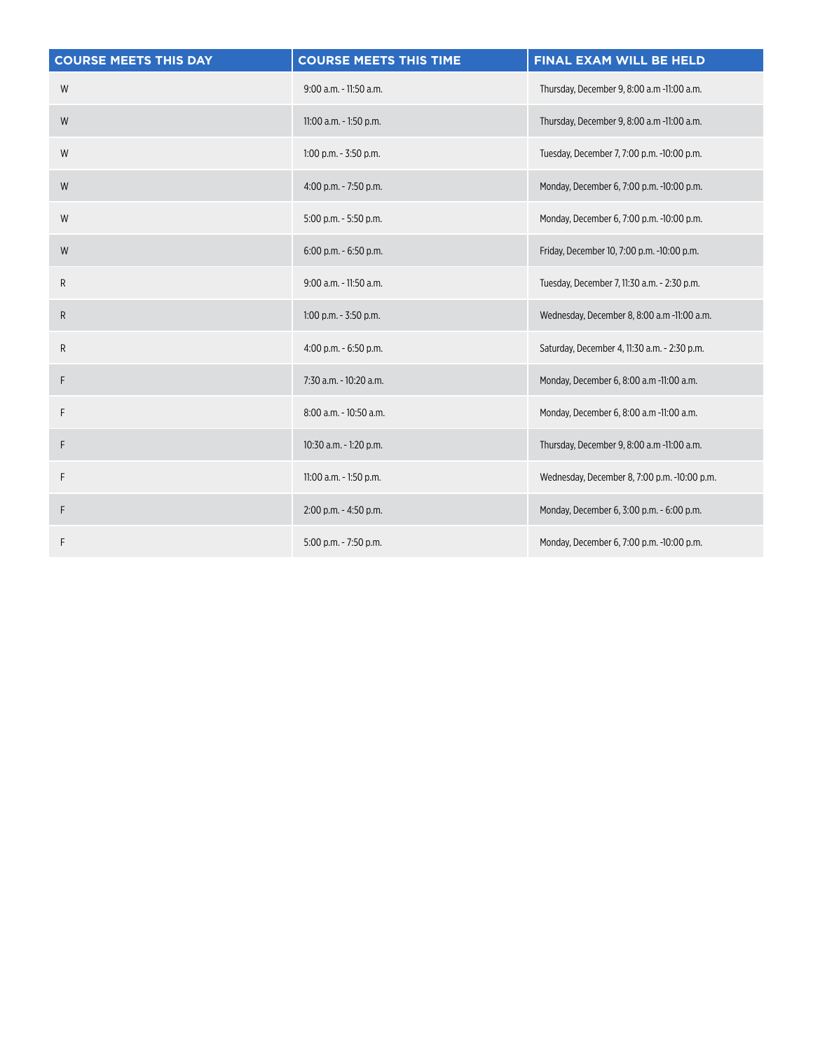| COURSE MEETS THIS DAY | COURSE MEETS THIS TIME | FINAL EXAM WILL BE HELD |
|---|---|---|
| W | 9:00 a.m. - 11:50 a.m. | Thursday, December 9, 8:00 a.m -11:00 a.m. |
| W | 11:00 a.m. - 1:50 p.m. | Thursday, December 9, 8:00 a.m -11:00 a.m. |
| W | 1:00 p.m. - 3:50 p.m. | Tuesday, December 7, 7:00 p.m. -10:00 p.m. |
| W | 4:00 p.m. - 7:50 p.m. | Monday, December 6, 7:00 p.m. -10:00 p.m. |
| W | 5:00 p.m. - 5:50 p.m. | Monday, December 6, 7:00 p.m. -10:00 p.m. |
| W | 6:00 p.m. - 6:50 p.m. | Friday, December 10, 7:00 p.m. -10:00 p.m. |
| R | 9:00 a.m. - 11:50 a.m. | Tuesday, December 7, 11:30 a.m. - 2:30 p.m. |
| R | 1:00 p.m. - 3:50 p.m. | Wednesday, December 8, 8:00 a.m -11:00 a.m. |
| R | 4:00 p.m. - 6:50 p.m. | Saturday, December 4, 11:30 a.m. - 2:30 p.m. |
| F | 7:30 a.m. - 10:20 a.m. | Monday, December 6, 8:00 a.m -11:00 a.m. |
| F | 8:00 a.m. - 10:50 a.m. | Monday, December 6, 8:00 a.m -11:00 a.m. |
| F | 10:30 a.m. - 1:20 p.m. | Thursday, December 9, 8:00 a.m -11:00 a.m. |
| F | 11:00 a.m. - 1:50 p.m. | Wednesday, December 8, 7:00 p.m. -10:00 p.m. |
| F | 2:00 p.m. - 4:50 p.m. | Monday, December 6, 3:00 p.m. - 6:00 p.m. |
| F | 5:00 p.m. - 7:50 p.m. | Monday, December 6, 7:00 p.m. -10:00 p.m. |